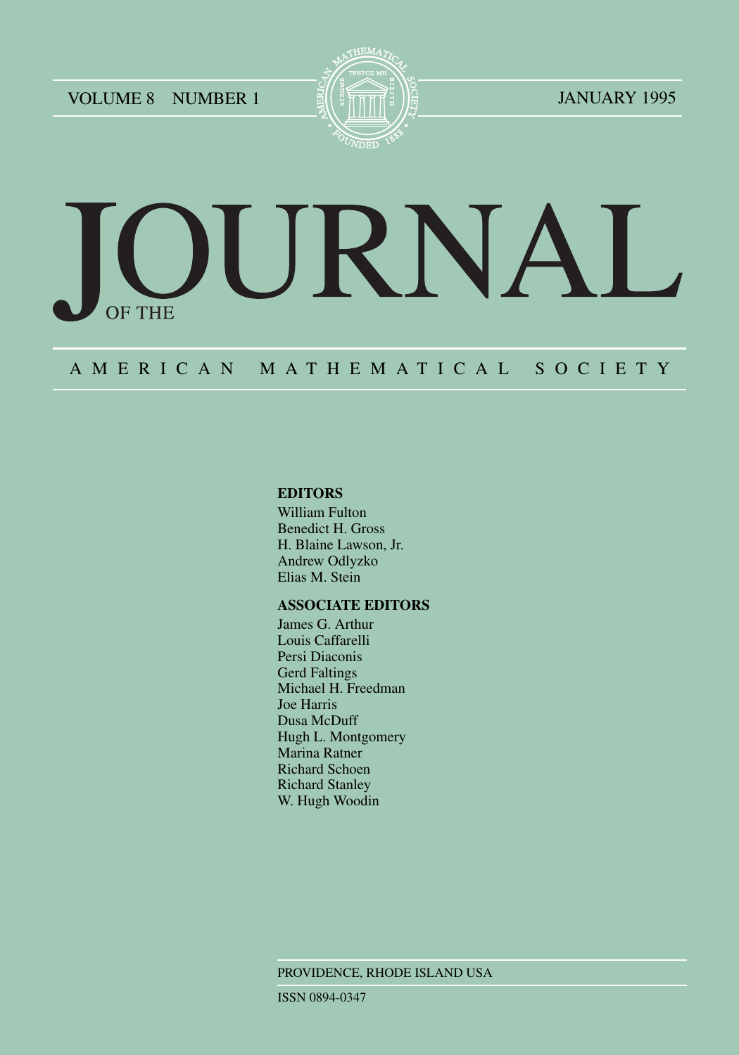VOLUME 8 NUMBER 1 JANUARY 1995

# JOURNAL OF THE AMERICAN MATHEMATICAL SOCIETY

**EDITORS**

William Fulton
Benedict H. Gross
H. Blaine Lawson, Jr.
Andrew Odlyzko
Elias M. Stein

**ASSOCIATE EDITORS**

James G. Arthur
Louis Caffarelli
Persi Diaconis
Gerd Faltings
Michael H. Freedman
Joe Harris
Dusa McDuff
Hugh L. Montgomery
Marina Ratner
Richard Schoen
Richard Stanley
W. Hugh Woodin

PROVIDENCE, RHODE ISLAND USA

ISSN 0894-0347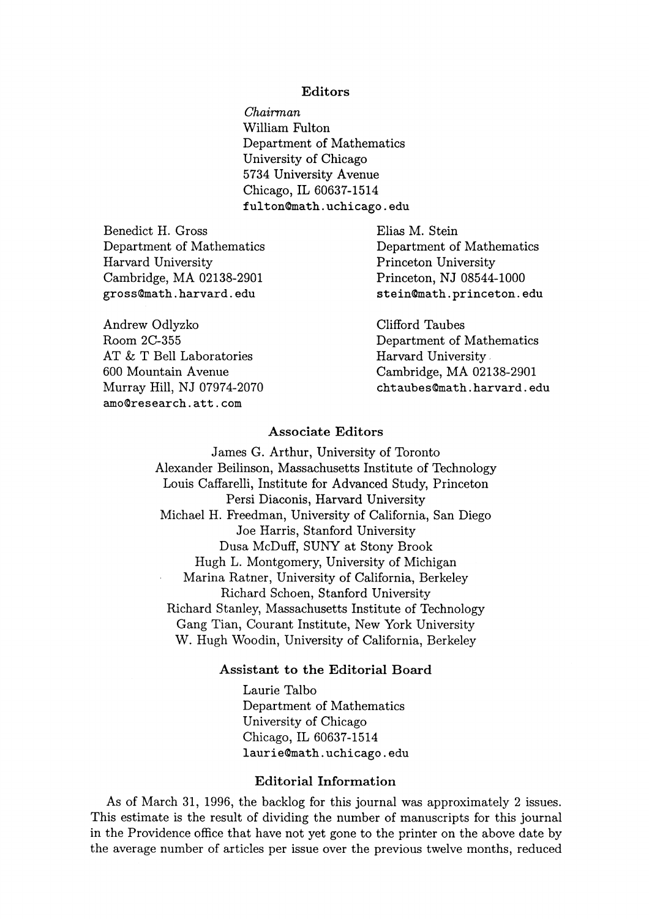## Editors

*Chairman*
William Fulton
Department of Mathematics
University of Chicago
5734 University Avenue
Chicago, IL 60637-1514
fulton@math.uchicago.edu

Benedict H. Gross
Department of Mathematics
Harvard University
Cambridge, MA 02138-2901
gross@math.harvard.edu

Elias M. Stein
Department of Mathematics
Princeton University
Princeton, NJ 08544-1000
stein@math.princeton.edu

Andrew Odlyzko
Room 2C-355
AT & T Bell Laboratories
600 Mountain Avenue
Murray Hill, NJ 07974-2070
amo@research.att.com

Clifford Taubes
Department of Mathematics
Harvard University
Cambridge, MA 02138-2901
chtaubes@math.harvard.edu

## Associate Editors

James G. Arthur, University of Toronto
Alexander Beilinson, Massachusetts Institute of Technology
Louis Caffarelli, Institute for Advanced Study, Princeton
Persi Diaconis, Harvard University
Michael H. Freedman, University of California, San Diego
Joe Harris, Stanford University
Dusa McDuff, SUNY at Stony Brook
Hugh L. Montgomery, University of Michigan
Marina Ratner, University of California, Berkeley
Richard Schoen, Stanford University
Richard Stanley, Massachusetts Institute of Technology
Gang Tian, Courant Institute, New York University
W. Hugh Woodin, University of California, Berkeley

## Assistant to the Editorial Board

Laurie Talbo
Department of Mathematics
University of Chicago
Chicago, IL 60637-1514
laurie@math.uchicago.edu

## Editorial Information

As of March 31, 1996, the backlog for this journal was approximately 2 issues. This estimate is the result of dividing the number of manuscripts for this journal in the Providence office that have not yet gone to the printer on the above date by the average number of articles per issue over the previous twelve months, reduced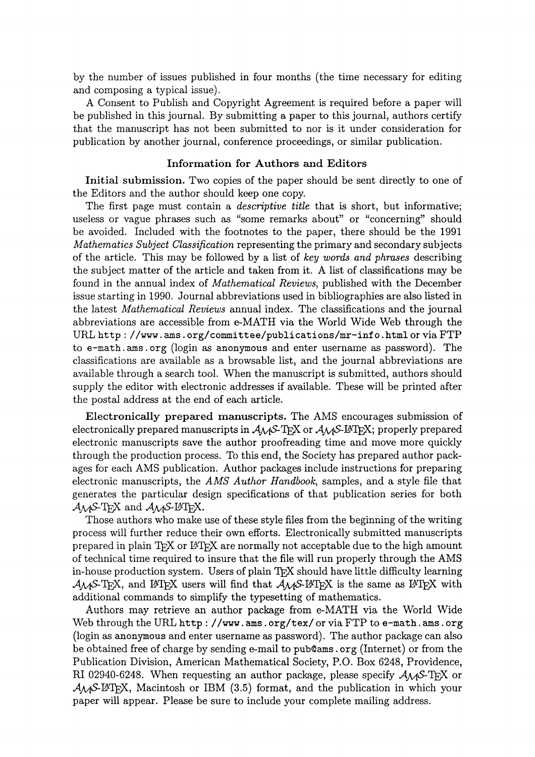by the number of issues published in four months (the time necessary for editing and composing a typical issue).

A Consent to Publish and Copyright Agreement is required before a paper will be published in this journal. By submitting a paper to this journal, authors certify that the manuscript has not been submitted to nor is it under consideration for publication by another journal, conference proceedings, or similar publication.

### Information for Authors and Editors

**Initial submission.** Two copies of the paper should be sent directly to one of the Editors and the author should keep one copy.

The first page must contain a *descriptive title* that is short, but informative; useless or vague phrases such as "some remarks about" or "concerning" should be avoided. Included with the footnotes to the paper, there should be the 1991 *Mathematics Subject Classification* representing the primary and secondary subjects of the article. This may be followed by a list of *key words and phrases* describing the subject matter of the article and taken from it. A list of classifications may be found in the annual index of *Mathematical Reviews*, published with the December issue starting in 1990. Journal abbreviations used in bibliographies are also listed in the latest *Mathematical Reviews* annual index. The classifications and the journal abbreviations are accessible from e-MATH via the World Wide Web through the URL `http://www.ams.org/committee/publications/mr-info.html` or via FTP to `e-math.ams.org` (login as `anonymous` and enter username as password). The classifications are available as a browsable list, and the journal abbreviations are available through a search tool. When the manuscript is submitted, authors should supply the editor with electronic addresses if available. These will be printed after the postal address at the end of each article.

**Electronically prepared manuscripts.** The AMS encourages submission of electronically prepared manuscripts in $\mathcal{A}\mathcal{M}\mathcal{S}$-TeX or $\mathcal{A}\mathcal{M}\mathcal{S}$-LaTeX; properly prepared electronic manuscripts save the author proofreading time and move more quickly through the production process. To this end, the Society has prepared author packages for each AMS publication. Author packages include instructions for preparing electronic manuscripts, the *AMS Author Handbook*, samples, and a style file that generates the particular design specifications of that publication series for both $\mathcal{A}\mathcal{M}\mathcal{S}$-TeX and $\mathcal{A}\mathcal{M}\mathcal{S}$-LaTeX.

Those authors who make use of these style files from the beginning of the writing process will further reduce their own efforts. Electronically submitted manuscripts prepared in plain TeX or LaTeX are normally not acceptable due to the high amount of technical time required to insure that the file will run properly through the AMS in-house production system. Users of plain TeX should have little difficulty learning $\mathcal{A}\mathcal{M}\mathcal{S}$-TeX, and LaTeX users will find that $\mathcal{A}\mathcal{M}\mathcal{S}$-LaTeX is the same as LaTeX with additional commands to simplify the typesetting of mathematics.

Authors may retrieve an author package from e-MATH via the World Wide Web through the URL `http://www.ams.org/tex/` or via FTP to `e-math.ams.org` (login as `anonymous` and enter username as password). The author package can also be obtained free of charge by sending e-mail to `pub@ams.org` (Internet) or from the Publication Division, American Mathematical Society, P.O. Box 6248, Providence, RI 02940-6248. When requesting an author package, please specify $\mathcal{A}\mathcal{M}\mathcal{S}$-TeX or $\mathcal{A}\mathcal{M}\mathcal{S}$-LaTeX, Macintosh or IBM (3.5) format, and the publication in which your paper will appear. Please be sure to include your complete mailing address.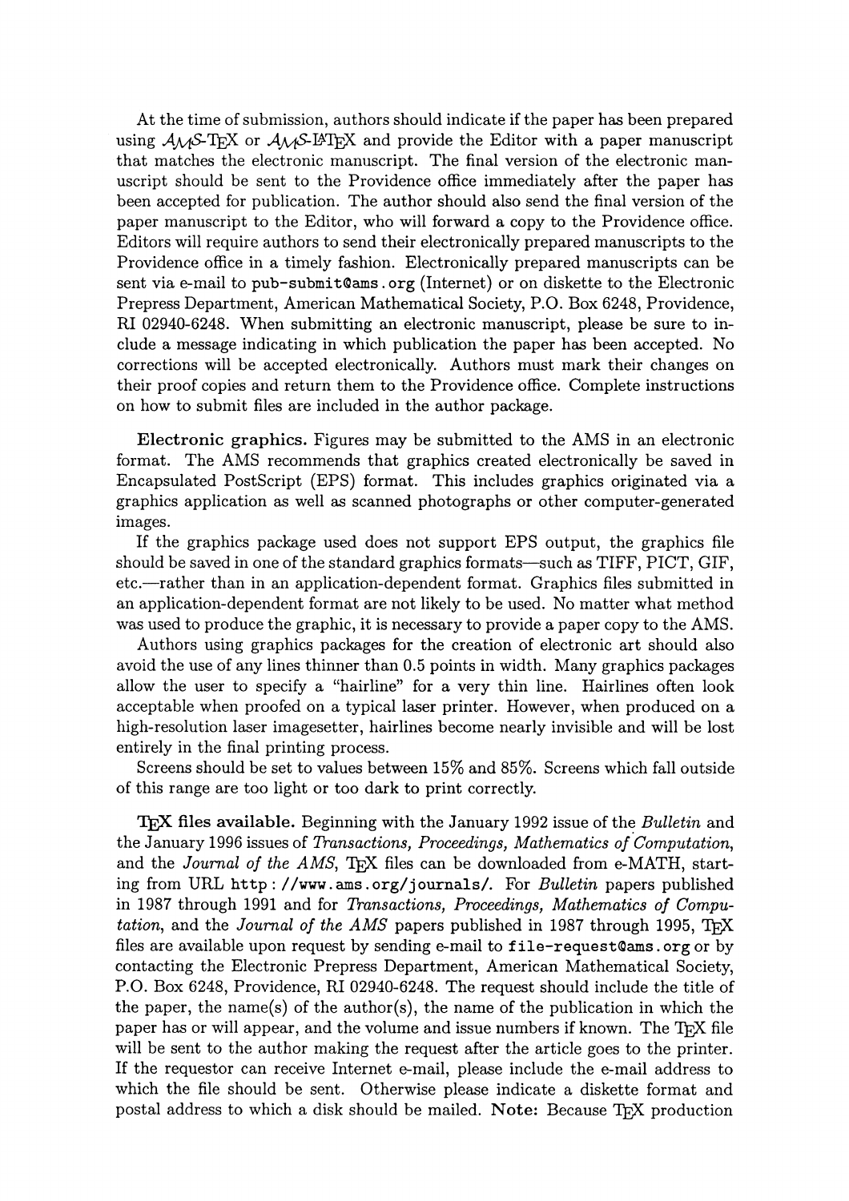At the time of submission, authors should indicate if the paper has been prepared using $\mathcal{A}\mathcal{M}\mathcal{S}$-TeX or $\mathcal{A}\mathcal{M}\mathcal{S}$-LaTeX and provide the Editor with a paper manuscript that matches the electronic manuscript. The final version of the electronic manuscript should be sent to the Providence office immediately after the paper has been accepted for publication. The author should also send the final version of the paper manuscript to the Editor, who will forward a copy to the Providence office. Editors will require authors to send their electronically prepared manuscripts to the Providence office in a timely fashion. Electronically prepared manuscripts can be sent via e-mail to `pub-submit@ams.org` (Internet) or on diskette to the Electronic Prepress Department, American Mathematical Society, P.O. Box 6248, Providence, RI 02940-6248. When submitting an electronic manuscript, please be sure to include a message indicating in which publication the paper has been accepted. No corrections will be accepted electronically. Authors must mark their changes on their proof copies and return them to the Providence office. Complete instructions on how to submit files are included in the author package.

**Electronic graphics.** Figures may be submitted to the AMS in an electronic format. The AMS recommends that graphics created electronically be saved in Encapsulated PostScript (EPS) format. This includes graphics originated via a graphics application as well as scanned photographs or other computer-generated images.

If the graphics package used does not support EPS output, the graphics file should be saved in one of the standard graphics formats—such as TIFF, PICT, GIF, etc.—rather than in an application-dependent format. Graphics files submitted in an application-dependent format are not likely to be used. No matter what method was used to produce the graphic, it is necessary to provide a paper copy to the AMS.

Authors using graphics packages for the creation of electronic art should also avoid the use of any lines thinner than 0.5 points in width. Many graphics packages allow the user to specify a "hairline" for a very thin line. Hairlines often look acceptable when proofed on a typical laser printer. However, when produced on a high-resolution laser imagesetter, hairlines become nearly invisible and will be lost entirely in the final printing process.

Screens should be set to values between 15% and 85%. Screens which fall outside of this range are too light or too dark to print correctly.

**TeX files available.** Beginning with the January 1992 issue of the *Bulletin* and the January 1996 issues of *Transactions, Proceedings, Mathematics of Computation*, and the *Journal of the AMS*, TeX files can be downloaded from e-MATH, starting from URL `http://www.ams.org/journals/`. For *Bulletin* papers published in 1987 through 1991 and for *Transactions, Proceedings, Mathematics of Computation*, and the *Journal of the AMS* papers published in 1987 through 1995, TeX files are available upon request by sending e-mail to `file-request@ams.org` or by contacting the Electronic Prepress Department, American Mathematical Society, P.O. Box 6248, Providence, RI 02940-6248. The request should include the title of the paper, the name(s) of the author(s), the name of the publication in which the paper has or will appear, and the volume and issue numbers if known. The TeX file will be sent to the author making the request after the article goes to the printer. If the requestor can receive Internet e-mail, please include the e-mail address to which the file should be sent. Otherwise please indicate a diskette format and postal address to which a disk should be mailed. **Note:** Because TeX production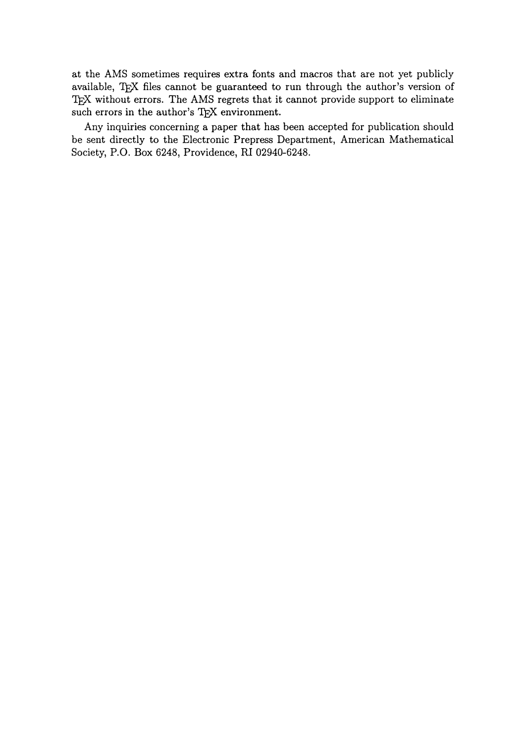at the AMS sometimes requires extra fonts and macros that are not yet publicly available, TEX files cannot be guaranteed to run through the author's version of TEX without errors. The AMS regrets that it cannot provide support to eliminate such errors in the author's TEX environment.

Any inquiries concerning a paper that has been accepted for publication should be sent directly to the Electronic Prepress Department, American Mathematical Society, P.O. Box 6248, Providence, RI 02940-6248.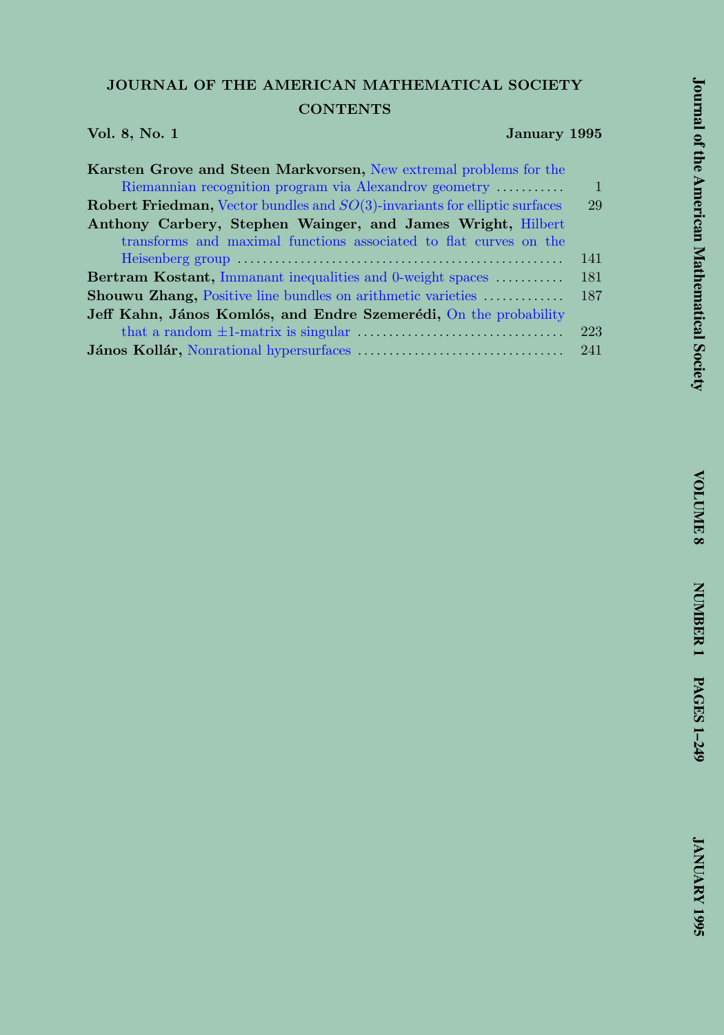# JOURNAL OF THE AMERICAN MATHEMATICAL SOCIETY

## CONTENTS

**Vol. 8, No. 1** **January 1995**

**Karsten Grove and Steen Markvorsen,** New extremal problems for the Riemannian recognition program via Alexandrov geometry .......... 1

**Robert Friedman,** Vector bundles and $SO(3)$-invariants for elliptic surfaces 29

**Anthony Carbery, Stephen Wainger, and James Wright,** Hilbert transforms and maximal functions associated to flat curves on the Heisenberg group .................................................. 141

**Bertram Kostant,** Immanant inequalities and 0-weight spaces .......... 181

**Shouwu Zhang,** Positive line bundles on arithmetic varieties ............ 187

**Jeff Kahn, János Komlós, and Endre Szemerédi,** On the probability that a random $\pm 1$-matrix is singular ................................ 223

**János Kollár,** Nonrational hypersurfaces ................................ 241